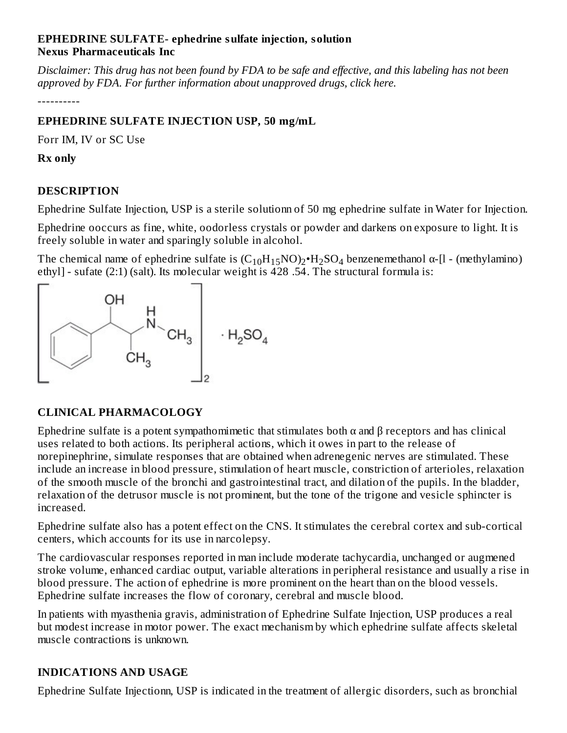**EPHEDRINE SULFATE- ephedrine sulfate injection, solution**
**Nexus Pharmaceuticals Inc**

*Disclaimer: This drug has not been found by FDA to be safe and effective, and this labeling has not been approved by FDA. For further information about unapproved drugs, click here.*

----------

**EPHEDRINE SULFATE INJECTION USP, 50 mg/mL**

Forr IM, IV or SC Use

**Rx only**

## DESCRIPTION

Ephedrine Sulfate Injection, USP is a sterile solutionn of 50 mg ephedrine sulfate in Water for Injection.

Ephedrine ooccurs as fine, white, oodorless crystals or powder and darkens on exposure to light. It is freely soluble in water and sparingly soluble in alcohol.

The chemical name of ephedrine sulfate is $(C_{10}H_{15}NO)_2 \cdot H_2SO_4$ benzenemethanol α-[l - (methylamino) ethyl] - sufate (2:1) (salt). Its molecular weight is 428 .54. The structural formula is:

## CLINICAL PHARMACOLOGY

Ephedrine sulfate is a potent sympathomimetic that stimulates both α and β receptors and has clinical uses related to both actions. Its peripheral actions, which it owes in part to the release of norepinephrine, simulate responses that are obtained when adrenegenic nerves are stimulated. These include an increase in blood pressure, stimulation of heart muscle, constriction of arterioles, relaxation of the smooth muscle of the bronchi and gastrointestinal tract, and dilation of the pupils. In the bladder, relaxation of the detrusor muscle is not prominent, but the tone of the trigone and vesicle sphincter is increased.

Ephedrine sulfate also has a potent effect on the CNS. It stimulates the cerebral cortex and sub-cortical centers, which accounts for its use in narcolepsy.

The cardiovascular responses reported in man include moderate tachycardia, unchanged or augmened stroke volume, enhanced cardiac output, variable alterations in peripheral resistance and usually a rise in blood pressure. The action of ephedrine is more prominent on the heart than on the blood vessels. Ephedrine sulfate increases the flow of coronary, cerebral and muscle blood.

In patients with myasthenia gravis, administration of Ephedrine Sulfate Injection, USP produces a real but modest increase in motor power. The exact mechanism by which ephedrine sulfate affects skeletal muscle contractions is unknown.

## INDICATIONS AND USAGE

Ephedrine Sulfate Injectionn, USP is indicated in the treatment of allergic disorders, such as bronchial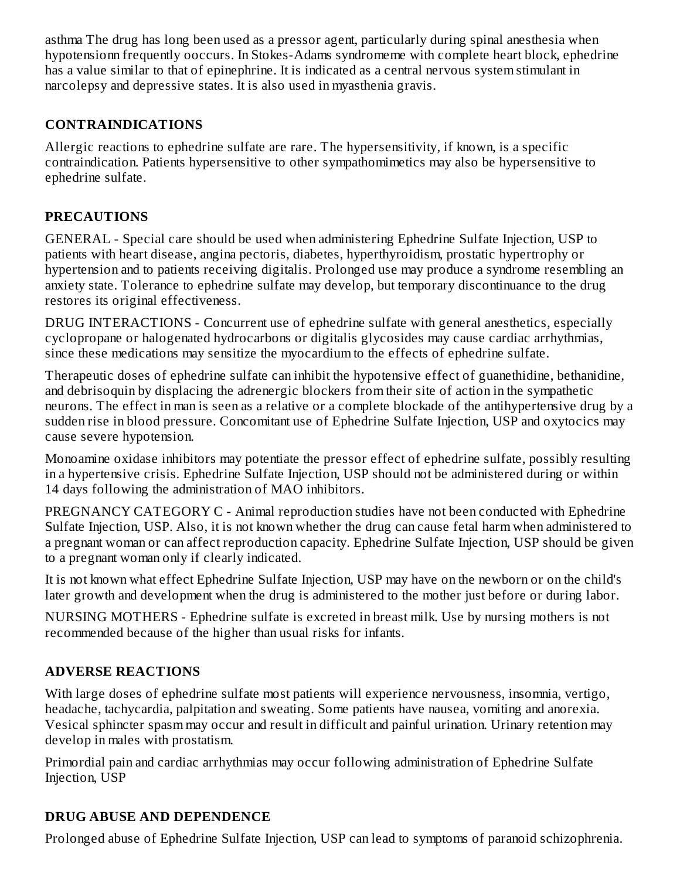asthma The drug has long been used as a pressor agent, particularly during spinal anesthesia when hypotensionn frequently ooccurs. In Stokes-Adams syndromeme with complete heart block, ephedrine has a value similar to that of epinephrine. It is indicated as a central nervous system stimulant in narcolepsy and depressive states. It is also used in myasthenia gravis.

## CONTRAINDICATIONS

Allergic reactions to ephedrine sulfate are rare. The hypersensitivity, if known, is a specific contraindication. Patients hypersensitive to other sympathomimetics may also be hypersensitive to ephedrine sulfate.

## PRECAUTIONS

GENERAL - Special care should be used when administering Ephedrine Sulfate Injection, USP to patients with heart disease, angina pectoris, diabetes, hyperthyroidism, prostatic hypertrophy or hypertension and to patients receiving digitalis. Prolonged use may produce a syndrome resembling an anxiety state. Tolerance to ephedrine sulfate may develop, but temporary discontinuance to the drug restores its original effectiveness.

DRUG INTERACTIONS - Concurrent use of ephedrine sulfate with general anesthetics, especially cyclopropane or halogenated hydrocarbons or digitalis glycosides may cause cardiac arrhythmias, since these medications may sensitize the myocardium to the effects of ephedrine sulfate.

Therapeutic doses of ephedrine sulfate can inhibit the hypotensive effect of guanethidine, bethanidine, and debrisoquin by displacing the adrenergic blockers from their site of action in the sympathetic neurons. The effect in man is seen as a relative or a complete blockade of the antihypertensive drug by a sudden rise in blood pressure. Concomitant use of Ephedrine Sulfate Injection, USP and oxytocics may cause severe hypotension.

Monoamine oxidase inhibitors may potentiate the pressor effect of ephedrine sulfate, possibly resulting in a hypertensive crisis. Ephedrine Sulfate Injection, USP should not be administered during or within 14 days following the administration of MAO inhibitors.

PREGNANCY CATEGORY C - Animal reproduction studies have not been conducted with Ephedrine Sulfate Injection, USP. Also, it is not known whether the drug can cause fetal harm when administered to a pregnant woman or can affect reproduction capacity. Ephedrine Sulfate Injection, USP should be given to a pregnant woman only if clearly indicated.

It is not known what effect Ephedrine Sulfate Injection, USP may have on the newborn or on the child's later growth and development when the drug is administered to the mother just before or during labor.

NURSING MOTHERS - Ephedrine sulfate is excreted in breast milk. Use by nursing mothers is not recommended because of the higher than usual risks for infants.

## ADVERSE REACTIONS

With large doses of ephedrine sulfate most patients will experience nervousness, insomnia, vertigo, headache, tachycardia, palpitation and sweating. Some patients have nausea, vomiting and anorexia. Vesical sphincter spasm may occur and result in difficult and painful urination. Urinary retention may develop in males with prostatism.

Primordial pain and cardiac arrhythmias may occur following administration of Ephedrine Sulfate Injection, USP

## DRUG ABUSE AND DEPENDENCE

Prolonged abuse of Ephedrine Sulfate Injection, USP can lead to symptoms of paranoid schizophrenia.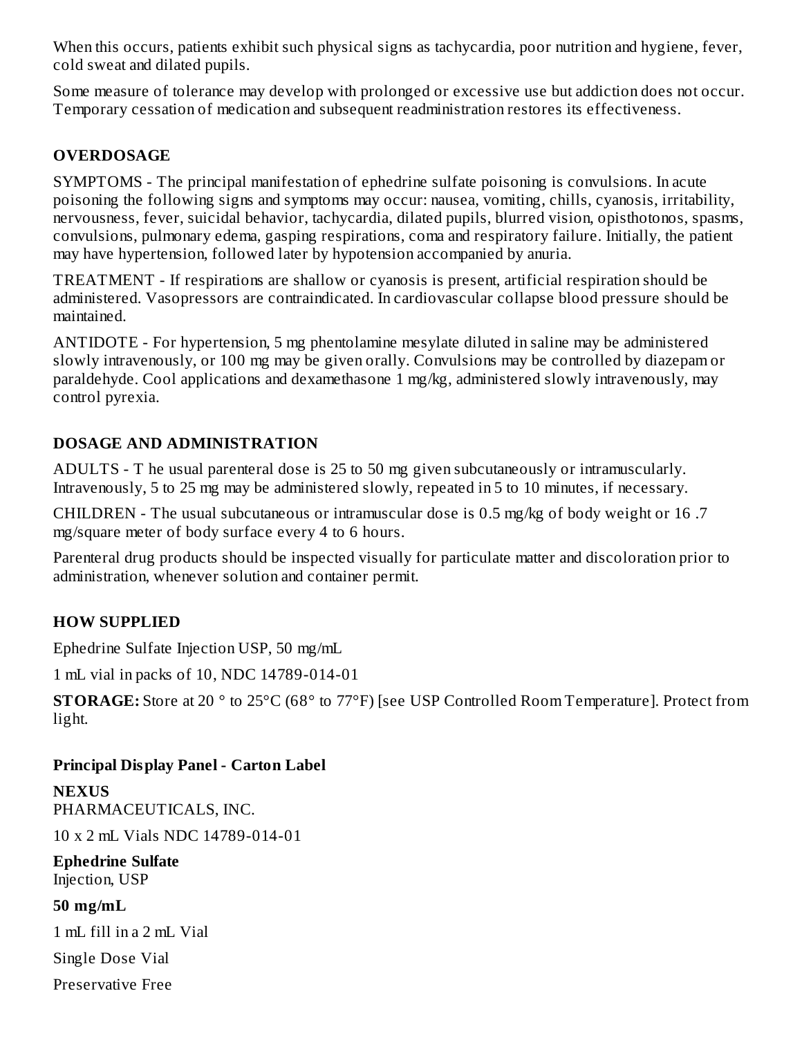When this occurs, patients exhibit such physical signs as tachycardia, poor nutrition and hygiene, fever, cold sweat and dilated pupils.

Some measure of tolerance may develop with prolonged or excessive use but addiction does not occur. Temporary cessation of medication and subsequent readministration restores its effectiveness.

## OVERDOSAGE

SYMPTOMS - The principal manifestation of ephedrine sulfate poisoning is convulsions. In acute poisoning the following signs and symptoms may occur: nausea, vomiting, chills, cyanosis, irritability, nervousness, fever, suicidal behavior, tachycardia, dilated pupils, blurred vision, opisthotonos, spasms, convulsions, pulmonary edema, gasping respirations, coma and respiratory failure. Initially, the patient may have hypertension, followed later by hypotension accompanied by anuria.

TREATMENT - If respirations are shallow or cyanosis is present, artificial respiration should be administered. Vasopressors are contraindicated. In cardiovascular collapse blood pressure should be maintained.

ANTIDOTE - For hypertension, 5 mg phentolamine mesylate diluted in saline may be administered slowly intravenously, or 100 mg may be given orally. Convulsions may be controlled by diazepam or paraldehyde. Cool applications and dexamethasone 1 mg/kg, administered slowly intravenously, may control pyrexia.

## DOSAGE AND ADMINISTRATION

ADULTS - T he usual parenteral dose is 25 to 50 mg given subcutaneously or intramuscularly. Intravenously, 5 to 25 mg may be administered slowly, repeated in 5 to 10 minutes, if necessary.

CHILDREN - The usual subcutaneous or intramuscular dose is 0.5 mg/kg of body weight or 16 .7 mg/square meter of body surface every 4 to 6 hours.

Parenteral drug products should be inspected visually for particulate matter and discoloration prior to administration, whenever solution and container permit.

## HOW SUPPLIED

Ephedrine Sulfate Injection USP, 50 mg/mL

1 mL vial in packs of 10, NDC 14789-014-01

**STORAGE:** Store at 20 ° to 25°C (68° to 77°F) [see USP Controlled Room Temperature]. Protect from light.

### Principal Display Panel - Carton Label

**NEXUS**
PHARMACEUTICALS, INC.

10 x 2 mL Vials NDC 14789-014-01

**Ephedrine Sulfate**
Injection, USP

**50 mg/mL**

1 mL fill in a 2 mL Vial

Single Dose Vial

Preservative Free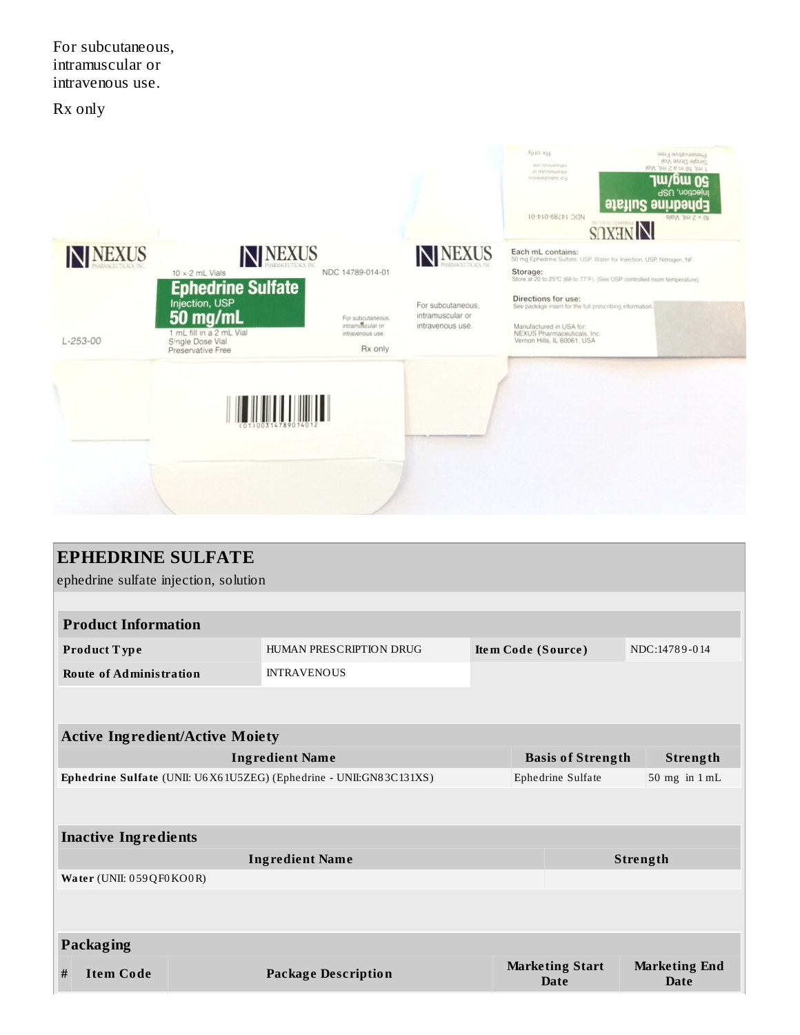For subcutaneous, intramuscular or intravenous use.

Rx only

# EPHEDRINE SULFATE

ephedrine sulfate injection, solution

| Product Information | | | |
|---|---|---|---|
| **Product Type** | HUMAN PRESCRIPTION DRUG | **Item Code (Source)** | NDC:14789-014 |
| **Route of Administration** | INTRAVENOUS | | |

| Active Ingredient/Active Moiety | | |
|---|---|---|
| **Ingredient Name** | **Basis of Strength** | **Strength** |
| **Ephedrine Sulfate** (UNII: U6X61U5ZEG) (Ephedrine - UNII:GN83C131XS) | Ephedrine Sulfate | 50 mg in 1 mL |

| Inactive Ingredients | |
|---|---|
| **Ingredient Name** | **Strength** |
| **Water** (UNII: 059QF0KO0R) | |

| Packaging | | | | |
|---|---|---|---|---|
| **#** | **Item Code** | **Package Description** | **Marketing Start Date** | **Marketing End Date** |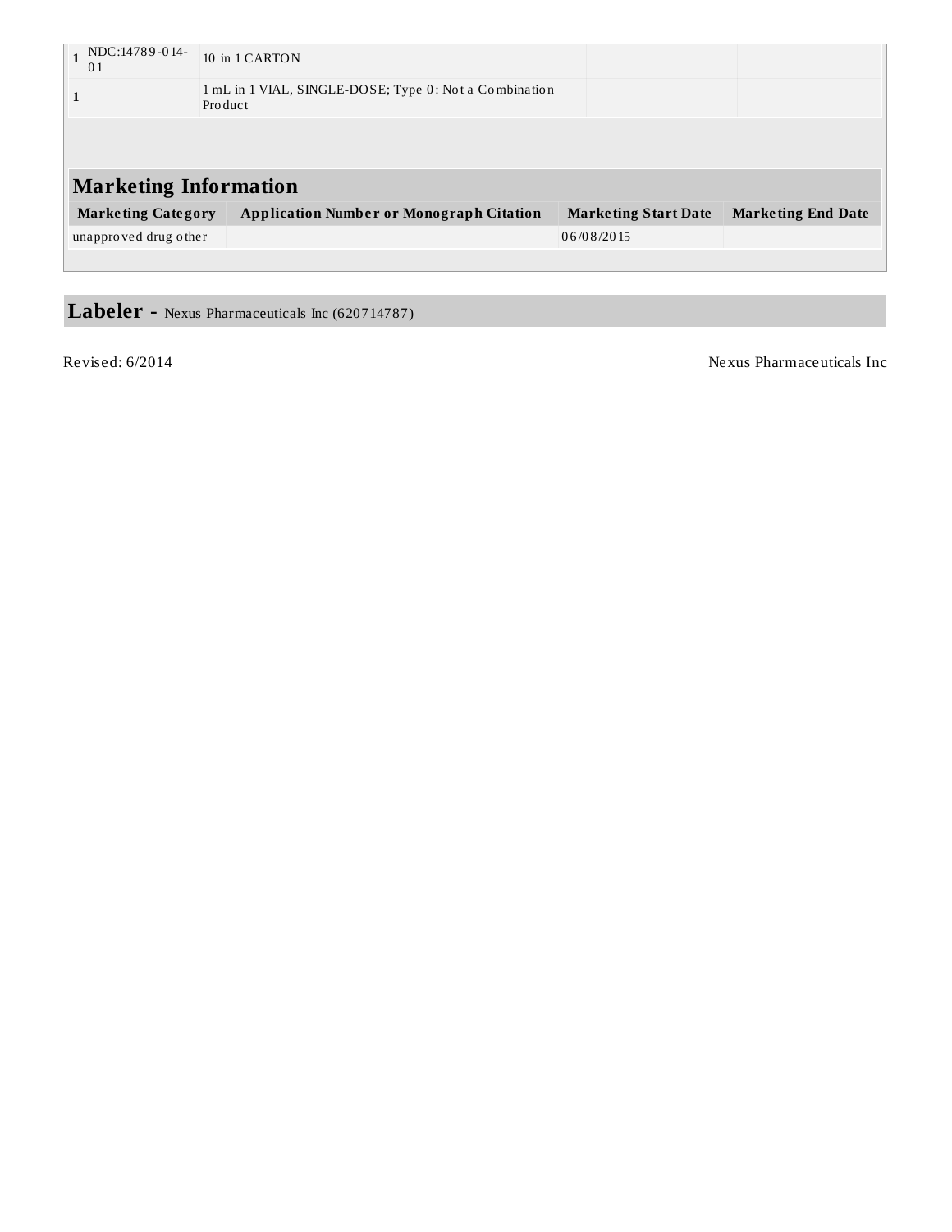| | | | | |
|---|---|---|---|---|
| 1 | NDC:14789-014-01 | 10 in 1 CARTON | | |
| 1 | | 1 mL in 1 VIAL, SINGLE-DOSE; Type 0: Not a Combination Product | | |

## Marketing Information

| Marketing Category | Application Number or Monograph Citation | Marketing Start Date | Marketing End Date |
|---|---|---|---|
| unapproved drug other | | 06/08/2015 | |

## Labeler - Nexus Pharmaceuticals Inc (620714787)

Revised: 6/2014

Nexus Pharmaceuticals Inc